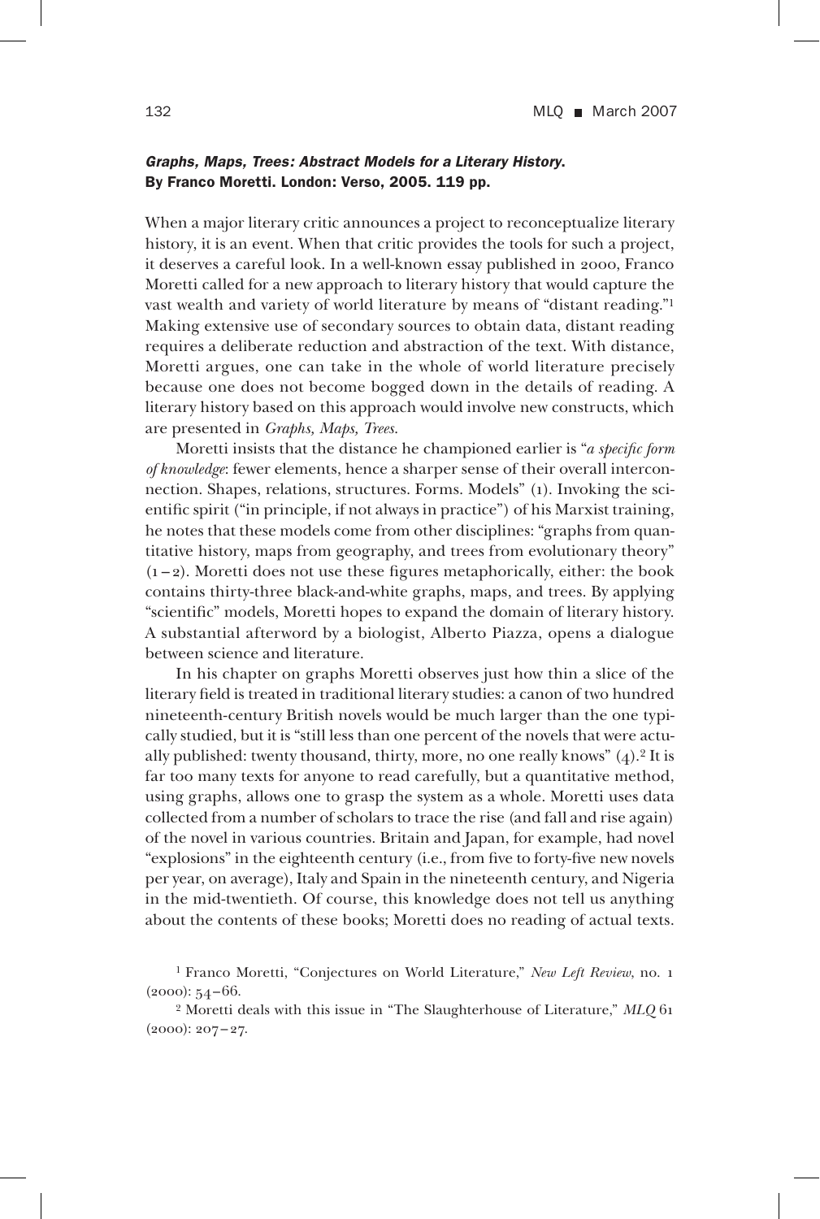***Graphs, Maps, Trees: Abstract Models for a Literary History*. By Franco Moretti. London: Verso, 2005. 119 pp.**

When a major literary critic announces a project to reconceptualize literary history, it is an event. When that critic provides the tools for such a project, it deserves a careful look. In a well-known essay published in 2000, Franco Moretti called for a new approach to literary history that would capture the vast wealth and variety of world literature by means of "distant reading."[1] Making extensive use of secondary sources to obtain data, distant reading requires a deliberate reduction and abstraction of the text. With distance, Moretti argues, one can take in the whole of world literature precisely because one does not become bogged down in the details of reading. A literary history based on this approach would involve new constructs, which are presented in *Graphs, Maps, Trees*.

Moretti insists that the distance he championed earlier is "*a specific form of knowledge*: fewer elements, hence a sharper sense of their overall interconnection. Shapes, relations, structures. Forms. Models" (1). Invoking the scientific spirit ("in principle, if not always in practice") of his Marxist training, he notes that these models come from other disciplines: "graphs from quantitative history, maps from geography, and trees from evolutionary theory" (1–2). Moretti does not use these figures metaphorically, either: the book contains thirty-three black-and-white graphs, maps, and trees. By applying "scientific" models, Moretti hopes to expand the domain of literary history. A substantial afterword by a biologist, Alberto Piazza, opens a dialogue between science and literature.

In his chapter on graphs Moretti observes just how thin a slice of the literary field is treated in traditional literary studies: a canon of two hundred nineteenth-century British novels would be much larger than the one typically studied, but it is "still less than one percent of the novels that were actually published: twenty thousand, thirty, more, no one really knows" (4).[2] It is far too many texts for anyone to read carefully, but a quantitative method, using graphs, allows one to grasp the system as a whole. Moretti uses data collected from a number of scholars to trace the rise (and fall and rise again) of the novel in various countries. Britain and Japan, for example, had novel "explosions" in the eighteenth century (i.e., from five to forty-five new novels per year, on average), Italy and Spain in the nineteenth century, and Nigeria in the mid-twentieth. Of course, this knowledge does not tell us anything about the contents of these books; Moretti does no reading of actual texts.

[1] Franco Moretti, "Conjectures on World Literature," *New Left Review*, no. 1 (2000): 54–66.

[2] Moretti deals with this issue in "The Slaughterhouse of Literature," *MLQ* 61 (2000): 207–27.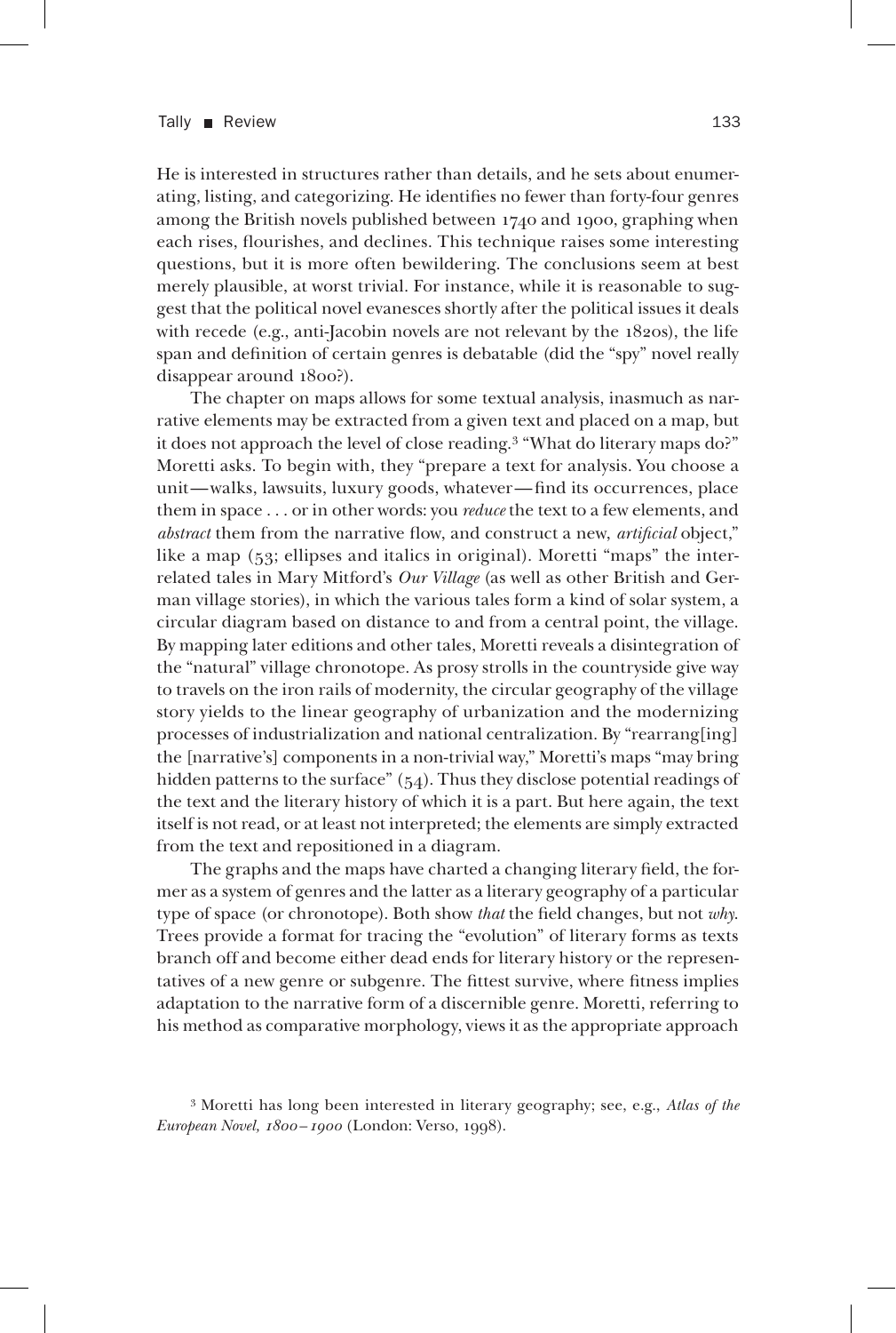He is interested in structures rather than details, and he sets about enumerating, listing, and categorizing. He identifies no fewer than forty-four genres among the British novels published between 1740 and 1900, graphing when each rises, flourishes, and declines. This technique raises some interesting questions, but it is more often bewildering. The conclusions seem at best merely plausible, at worst trivial. For instance, while it is reasonable to suggest that the political novel evanesces shortly after the political issues it deals with recede (e.g., anti-Jacobin novels are not relevant by the 1820s), the life span and definition of certain genres is debatable (did the "spy" novel really disappear around 1800?).

The chapter on maps allows for some textual analysis, inasmuch as narrative elements may be extracted from a given text and placed on a map, but it does not approach the level of close reading.[3] "What do literary maps do?" Moretti asks. To begin with, they "prepare a text for analysis. You choose a unit—walks, lawsuits, luxury goods, whatever—find its occurrences, place them in space . . . or in other words: you *reduce* the text to a few elements, and *abstract* them from the narrative flow, and construct a new, *artificial* object," like a map (53; ellipses and italics in original). Moretti "maps" the interrelated tales in Mary Mitford's *Our Village* (as well as other British and German village stories), in which the various tales form a kind of solar system, a circular diagram based on distance to and from a central point, the village. By mapping later editions and other tales, Moretti reveals a disintegration of the "natural" village chronotope. As prosy strolls in the countryside give way to travels on the iron rails of modernity, the circular geography of the village story yields to the linear geography of urbanization and the modernizing processes of industrialization and national centralization. By "rearrang[ing] the [narrative's] components in a non-trivial way," Moretti's maps "may bring hidden patterns to the surface" (54). Thus they disclose potential readings of the text and the literary history of which it is a part. But here again, the text itself is not read, or at least not interpreted; the elements are simply extracted from the text and repositioned in a diagram.

The graphs and the maps have charted a changing literary field, the former as a system of genres and the latter as a literary geography of a particular type of space (or chronotope). Both show *that* the field changes, but not *why*. Trees provide a format for tracing the "evolution" of literary forms as texts branch off and become either dead ends for literary history or the representatives of a new genre or subgenre. The fittest survive, where fitness implies adaptation to the narrative form of a discernible genre. Moretti, referring to his method as comparative morphology, views it as the appropriate approach

[3] Moretti has long been interested in literary geography; see, e.g., *Atlas of the European Novel, 1800–1900* (London: Verso, 1998).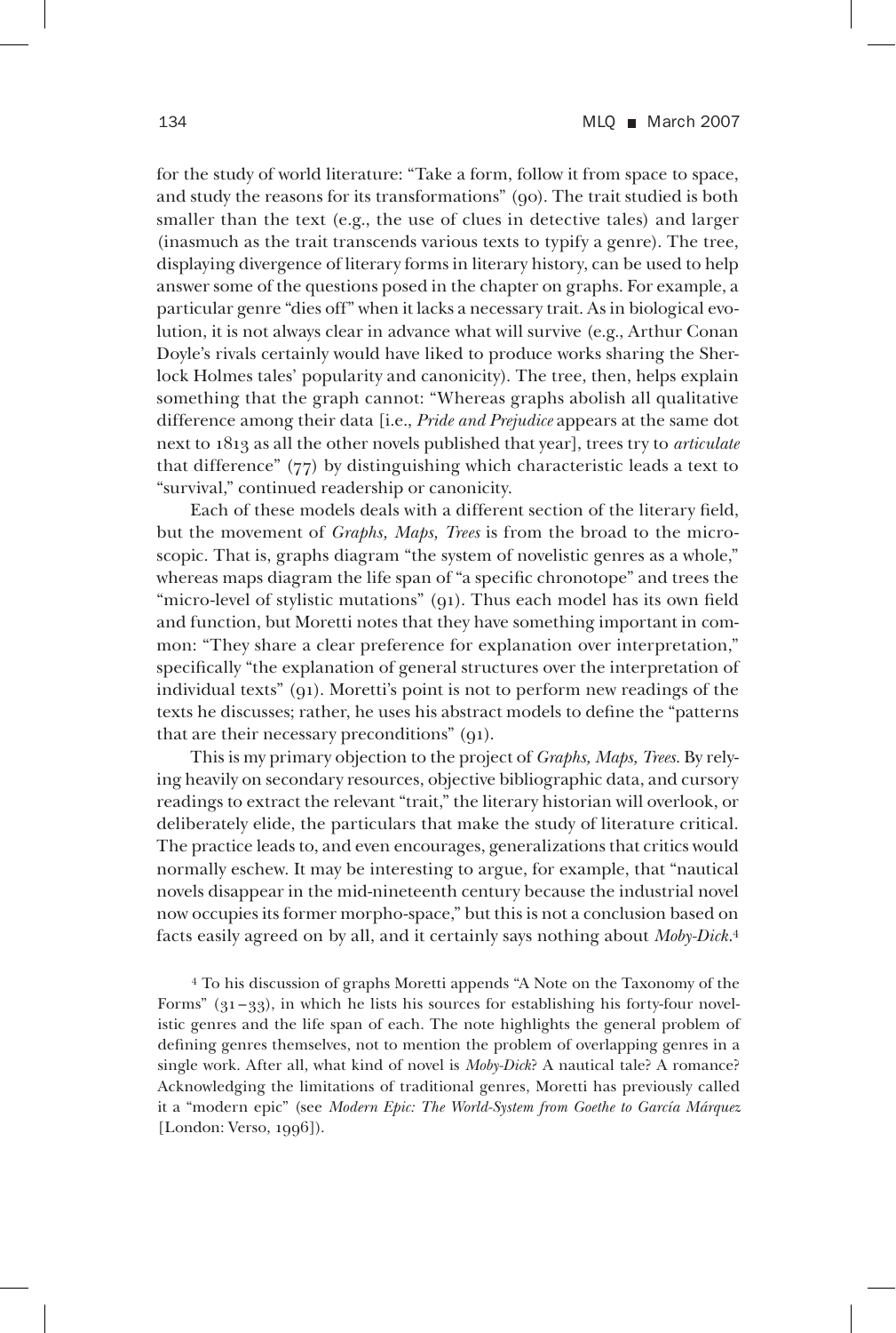for the study of world literature: "Take a form, follow it from space to space, and study the reasons for its transformations" (90). The trait studied is both smaller than the text (e.g., the use of clues in detective tales) and larger (inasmuch as the trait transcends various texts to typify a genre). The tree, displaying divergence of literary forms in literary history, can be used to help answer some of the questions posed in the chapter on graphs. For example, a particular genre "dies off" when it lacks a necessary trait. As in biological evolution, it is not always clear in advance what will survive (e.g., Arthur Conan Doyle's rivals certainly would have liked to produce works sharing the Sherlock Holmes tales' popularity and canonicity). The tree, then, helps explain something that the graph cannot: "Whereas graphs abolish all qualitative difference among their data [i.e., *Pride and Prejudice* appears at the same dot next to 1813 as all the other novels published that year], trees try to *articulate* that difference" (77) by distinguishing which characteristic leads a text to "survival," continued readership or canonicity.

Each of these models deals with a different section of the literary field, but the movement of *Graphs, Maps, Trees* is from the broad to the microscopic. That is, graphs diagram "the system of novelistic genres as a whole," whereas maps diagram the life span of "a specific chronotope" and trees the "micro-level of stylistic mutations" (91). Thus each model has its own field and function, but Moretti notes that they have something important in common: "They share a clear preference for explanation over interpretation," specifically "the explanation of general structures over the interpretation of individual texts" (91). Moretti's point is not to perform new readings of the texts he discusses; rather, he uses his abstract models to define the "patterns that are their necessary preconditions" (91).

This is my primary objection to the project of *Graphs, Maps, Trees*. By relying heavily on secondary resources, objective bibliographic data, and cursory readings to extract the relevant "trait," the literary historian will overlook, or deliberately elide, the particulars that make the study of literature critical. The practice leads to, and even encourages, generalizations that critics would normally eschew. It may be interesting to argue, for example, that "nautical novels disappear in the mid-nineteenth century because the industrial novel now occupies its former morpho-space," but this is not a conclusion based on facts easily agreed on by all, and it certainly says nothing about *Moby-Dick*.[4]

[4] To his discussion of graphs Moretti appends "A Note on the Taxonomy of the Forms" (31–33), in which he lists his sources for establishing his forty-four novelistic genres and the life span of each. The note highlights the general problem of defining genres themselves, not to mention the problem of overlapping genres in a single work. After all, what kind of novel is *Moby-Dick*? A nautical tale? A romance? Acknowledging the limitations of traditional genres, Moretti has previously called it a "modern epic" (see *Modern Epic: The World-System from Goethe to García Márquez* [London: Verso, 1996]).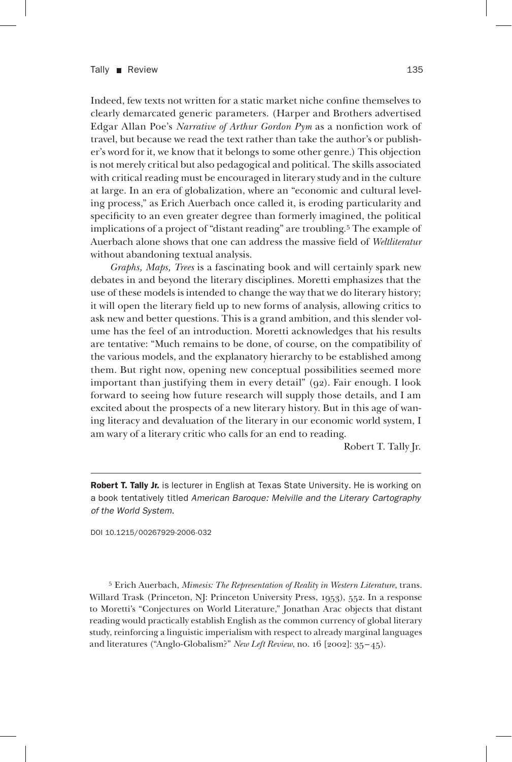Indeed, few texts not written for a static market niche confine themselves to clearly demarcated generic parameters. (Harper and Brothers advertised Edgar Allan Poe's *Narrative of Arthur Gordon Pym* as a nonfiction work of travel, but because we read the text rather than take the author's or publisher's word for it, we know that it belongs to some other genre.) This objection is not merely critical but also pedagogical and political. The skills associated with critical reading must be encouraged in literary study and in the culture at large. In an era of globalization, where an "economic and cultural leveling process," as Erich Auerbach once called it, is eroding particularity and specificity to an even greater degree than formerly imagined, the political implications of a project of "distant reading" are troubling.[5] The example of Auerbach alone shows that one can address the massive field of *Weltliteratur* without abandoning textual analysis.

*Graphs, Maps, Trees* is a fascinating book and will certainly spark new debates in and beyond the literary disciplines. Moretti emphasizes that the use of these models is intended to change the way that we do literary history; it will open the literary field up to new forms of analysis, allowing critics to ask new and better questions. This is a grand ambition, and this slender volume has the feel of an introduction. Moretti acknowledges that his results are tentative: "Much remains to be done, of course, on the compatibility of the various models, and the explanatory hierarchy to be established among them. But right now, opening new conceptual possibilities seemed more important than justifying them in every detail" (92). Fair enough. I look forward to seeing how future research will supply those details, and I am excited about the prospects of a new literary history. But in this age of waning literacy and devaluation of the literary in our economic world system, I am wary of a literary critic who calls for an end to reading.

Robert T. Tally Jr.

---

**Robert T. Tally Jr.** is lecturer in English at Texas State University. He is working on a book tentatively titled *American Baroque: Melville and the Literary Cartography of the World System*.

DOI 10.1215/00267929-2006-032

[5] Erich Auerbach, *Mimesis: The Representation of Reality in Western Literature*, trans. Willard Trask (Princeton, NJ: Princeton University Press, 1953), 552. In a response to Moretti's "Conjectures on World Literature," Jonathan Arac objects that distant reading would practically establish English as the common currency of global literary study, reinforcing a linguistic imperialism with respect to already marginal languages and literatures ("Anglo-Globalism?" *New Left Review*, no. 16 [2002]: 35–45).